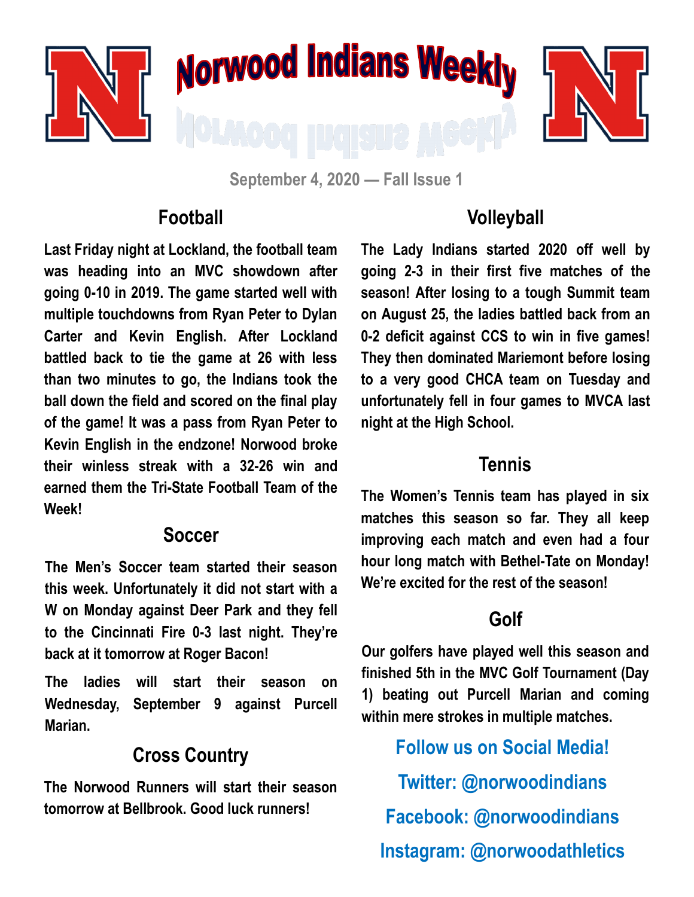# Norwood Indians Weekly

September 4, 2020 — Fall Issue 1

## Football

Last Friday night at Lockland, the football team was heading into an MVC showdown after going 0-10 in 2019. The game started well with multiple touchdowns from Ryan Peter to Dylan Carter and Kevin English. After Lockland battled back to tie the game at 26 with less than two minutes to go, the Indians took the ball down the field and scored on the final play of the game! It was a pass from Ryan Peter to Kevin English in the endzone! Norwood broke their winless streak with a 32-26 win and earned them the Tri-State Football Team of the Week!

## Soccer

The Men's Soccer team started their season this week. Unfortunately it did not start with a W on Monday against Deer Park and they fell to the Cincinnati Fire 0-3 last night. They're back at it tomorrow at Roger Bacon!

The ladies will start their season on Wednesday, September 9 against Purcell Marian.

## Cross Country

The Norwood Runners will start their season tomorrow at Bellbrook. Good luck runners!

## Volleyball

The Lady Indians started 2020 off well by going 2-3 in their first five matches of the season! After losing to a tough Summit team on August 25, the ladies battled back from an 0-2 deficit against CCS to win in five games! They then dominated Mariemont before losing to a very good CHCA team on Tuesday and unfortunately fell in four games to MVCA last night at the High School.

## Tennis

The Women's Tennis team has played in six matches this season so far. They all keep improving each match and even had a four hour long match with Bethel-Tate on Monday! We're excited for the rest of the season!

## Golf

Our golfers have played well this season and finished 5th in the MVC Golf Tournament (Day 1) beating out Purcell Marian and coming within mere strokes in multiple matches.

**Follow us on Social Media!**

**Twitter: @norwoodindians**

**Facebook: @norwoodindians**

**Instagram: @norwoodathletics**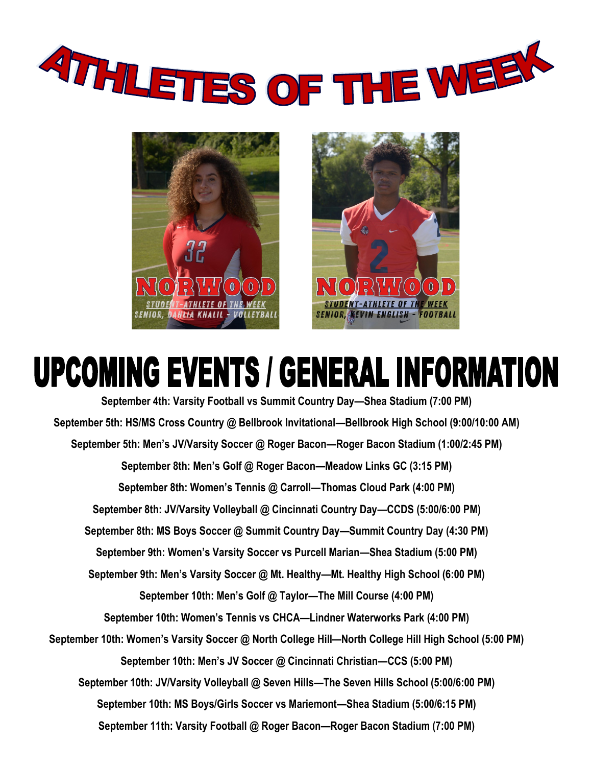# ATHLETES OF THE WEEK

NORWOOD
STUDENT-ATHLETE OF THE WEEK
SENIOR, DAHLIA KHALIL - VOLLEYBALL

NORWOOD
STUDENT-ATHLETE OF THE WEEK
SENIOR, KEVIN ENGLISH - FOOTBALL

# UPCOMING EVENTS / GENERAL INFORMATION

**September 4th: Varsity Football vs Summit Country Day—Shea Stadium (7:00 PM)**

**September 5th: HS/MS Cross Country @ Bellbrook Invitational—Bellbrook High School (9:00/10:00 AM)**

**September 5th: Men's JV/Varsity Soccer @ Roger Bacon—Roger Bacon Stadium (1:00/2:45 PM)**

**September 8th: Men's Golf @ Roger Bacon—Meadow Links GC (3:15 PM)**

**September 8th: Women's Tennis @ Carroll—Thomas Cloud Park (4:00 PM)**

**September 8th: JV/Varsity Volleyball @ Cincinnati Country Day—CCDS (5:00/6:00 PM)**

**September 8th: MS Boys Soccer @ Summit Country Day—Summit Country Day (4:30 PM)**

**September 9th: Women's Varsity Soccer vs Purcell Marian—Shea Stadium (5:00 PM)**

**September 9th: Men's Varsity Soccer @ Mt. Healthy—Mt. Healthy High School (6:00 PM)**

**September 10th: Men's Golf @ Taylor—The Mill Course (4:00 PM)**

**September 10th: Women's Tennis vs CHCA—Lindner Waterworks Park (4:00 PM)**

**September 10th: Women's Varsity Soccer @ North College Hill—North College Hill High School (5:00 PM)**

**September 10th: Men's JV Soccer @ Cincinnati Christian—CCS (5:00 PM)**

**September 10th: JV/Varsity Volleyball @ Seven Hills—The Seven Hills School (5:00/6:00 PM)**

**September 10th: MS Boys/Girls Soccer vs Mariemont—Shea Stadium (5:00/6:15 PM)**

**September 11th: Varsity Football @ Roger Bacon—Roger Bacon Stadium (7:00 PM)**